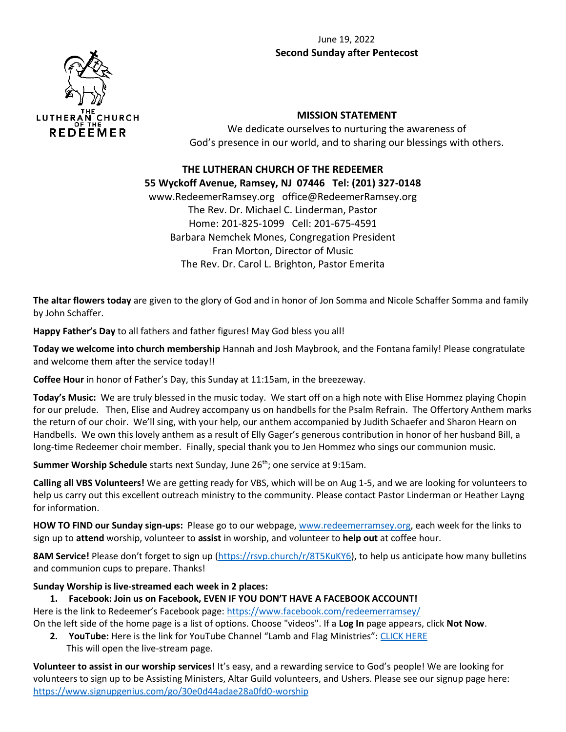June 19, 2022
**Second Sunday after Pentecost**

THE LUTHERAN CHURCH OF THE REDEEMER

**MISSION STATEMENT**

We dedicate ourselves to nurturing the awareness of God's presence in our world, and to sharing our blessings with others.

**THE LUTHERAN CHURCH OF THE REDEEMER**
**55 Wyckoff Avenue, Ramsey, NJ 07446 Tel: (201) 327-0148**
www.RedeemerRamsey.org office@RedeemerRamsey.org
The Rev. Dr. Michael C. Linderman, Pastor
Home: 201-825-1099 Cell: 201-675-4591
Barbara Nemchek Mones, Congregation President
Fran Morton, Director of Music
The Rev. Dr. Carol L. Brighton, Pastor Emerita

**The altar flowers today** are given to the glory of God and in honor of Jon Somma and Nicole Schaffer Somma and family by John Schaffer.

**Happy Father's Day** to all fathers and father figures! May God bless you all!

**Today we welcome into church membership** Hannah and Josh Maybrook, and the Fontana family! Please congratulate and welcome them after the service today!!

**Coffee Hour** in honor of Father's Day, this Sunday at 11:15am, in the breezeway.

**Today's Music:** We are truly blessed in the music today. We start off on a high note with Elise Hommez playing Chopin for our prelude. Then, Elise and Audrey accompany us on handbells for the Psalm Refrain. The Offertory Anthem marks the return of our choir. We'll sing, with your help, our anthem accompanied by Judith Schaefer and Sharon Hearn on Handbells. We own this lovely anthem as a result of Elly Gager's generous contribution in honor of her husband Bill, a long-time Redeemer choir member. Finally, special thank you to Jen Hommez who sings our communion music.

**Summer Worship Schedule** starts next Sunday, June 26th; one service at 9:15am.

**Calling all VBS Volunteers!** We are getting ready for VBS, which will be on Aug 1-5, and we are looking for volunteers to help us carry out this excellent outreach ministry to the community. Please contact Pastor Linderman or Heather Layng for information.

**HOW TO FIND our Sunday sign-ups:** Please go to our webpage, www.redeemerramsey.org, each week for the links to sign up to **attend** worship, volunteer to **assist** in worship, and volunteer to **help out** at coffee hour.

**8AM Service!** Please don't forget to sign up (https://rsvp.church/r/8T5KuKY6), to help us anticipate how many bulletins and communion cups to prepare. Thanks!

**Sunday Worship is live-streamed each week in 2 places:**

1. **Facebook: Join us on Facebook, EVEN IF YOU DON'T HAVE A FACEBOOK ACCOUNT!**

Here is the link to Redeemer's Facebook page: https://www.facebook.com/redeemerramsey/
On the left side of the home page is a list of options. Choose "videos". If a **Log In** page appears, click **Not Now**.

2. **YouTube:** Here is the link for YouTube Channel "Lamb and Flag Ministries": CLICK HERE
   This will open the live-stream page.

**Volunteer to assist in our worship services!** It's easy, and a rewarding service to God's people! We are looking for volunteers to sign up to be Assisting Ministers, Altar Guild volunteers, and Ushers. Please see our signup page here: https://www.signupgenius.com/go/30e0d44adae28a0fd0-worship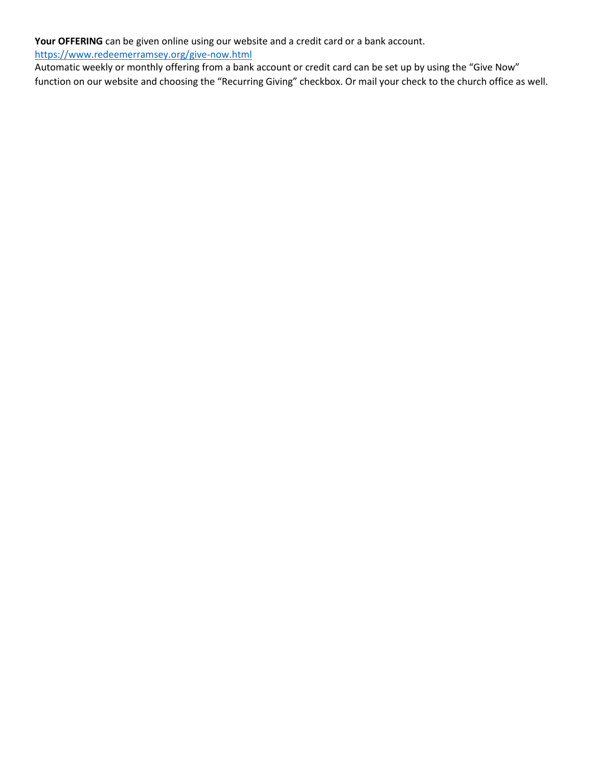**Your OFFERING** can be given online using our website and a credit card or a bank account.
https://www.redeemerramsey.org/give-now.html
Automatic weekly or monthly offering from a bank account or credit card can be set up by using the "Give Now" function on our website and choosing the "Recurring Giving" checkbox. Or mail your check to the church office as well.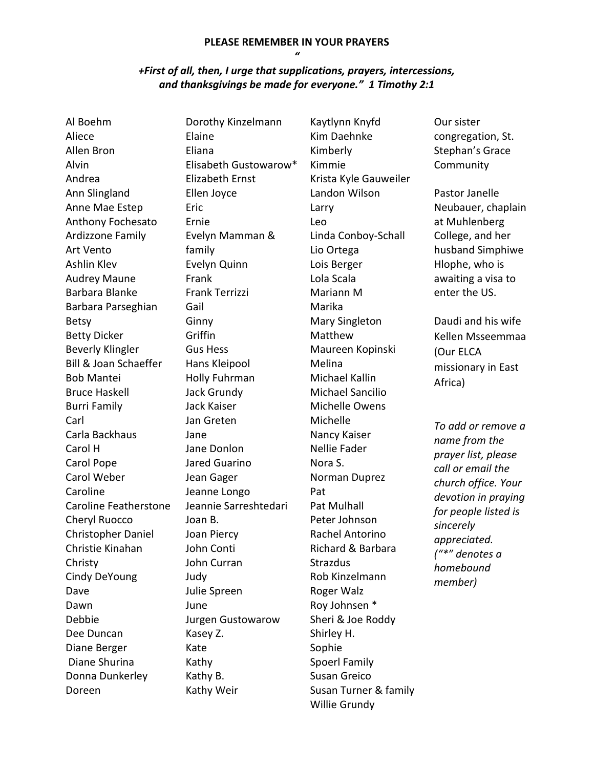**PLEASE REMEMBER IN YOUR PRAYERS**

"

***+First of all, then, I urge that supplications, prayers, intercessions, and thanksgivings be made for everyone."  1 Timothy 2:1***

Al Boehm
Aliece
Allen Bron
Alvin
Andrea
Ann Slingland
Anne Mae Estep
Anthony Fochesato
Ardizzone Family
Art Vento
Ashlin Klev
Audrey Maune
Barbara Blanke
Barbara Parseghian
Betsy
Betty Dicker
Beverly Klingler
Bill & Joan Schaeffer
Bob Mantei
Bruce Haskell
Burri Family
Carl
Carla Backhaus
Carol H
Carol Pope
Carol Weber
Caroline
Caroline Featherstone
Cheryl Ruocco
Christopher Daniel
Christie Kinahan
Christy
Cindy DeYoung
Dave
Dawn
Debbie
Dee Duncan
Diane Berger
Diane Shurina
Donna Dunkerley
Doreen

Dorothy Kinzelmann
Elaine
Eliana
Elisabeth Gustowarow*
Elizabeth Ernst
Ellen Joyce
Eric
Ernie
Evelyn Mamman & family
Evelyn Quinn
Frank
Frank Terrizzi
Gail
Ginny
Griffin
Gus Hess
Hans Kleipool
Holly Fuhrman
Jack Grundy
Jack Kaiser
Jan Greten
Jane
Jane Donlon
Jared Guarino
Jean Gager
Jeanne Longo
Jeannie Sarreshtedari
Joan B.
Joan Piercy
John Conti
John Curran
Judy
Julie Spreen
June
Jurgen Gustowarow
Kasey Z.
Kate
Kathy
Kathy B.
Kathy Weir

Kaytlynn Knyfd
Kim Daehnke
Kimberly
Kimmie
Krista Kyle Gauweiler
Landon Wilson
Larry
Leo
Linda Conboy-Schall
Lio Ortega
Lois Berger
Lola Scala
Mariann M
Marika
Mary Singleton
Matthew
Maureen Kopinski
Melina
Michael Kallin
Michael Sancilio
Michelle Owens
Michelle
Nancy Kaiser
Nellie Fader
Nora S.
Norman Duprez
Pat
Pat Mulhall
Peter Johnson
Rachel Antorino
Richard & Barbara Strazdus
Rob Kinzelmann
Roger Walz
Roy Johnsen *
Sheri & Joe Roddy
Shirley H.
Sophie
Spoerl Family
Susan Greico
Susan Turner & family
Willie Grundy

Our sister congregation, St. Stephan's Grace Community

Pastor Janelle Neubauer, chaplain at Muhlenberg College, and her husband Simphiwe Hlophe, who is awaiting a visa to enter the US.

Daudi and his wife Kellen Msseemmaa (Our ELCA missionary in East Africa)

*To add or remove a name from the prayer list, please call or email the church office. Your devotion in praying for people listed is sincerely appreciated. ("*" denotes a homebound member)*